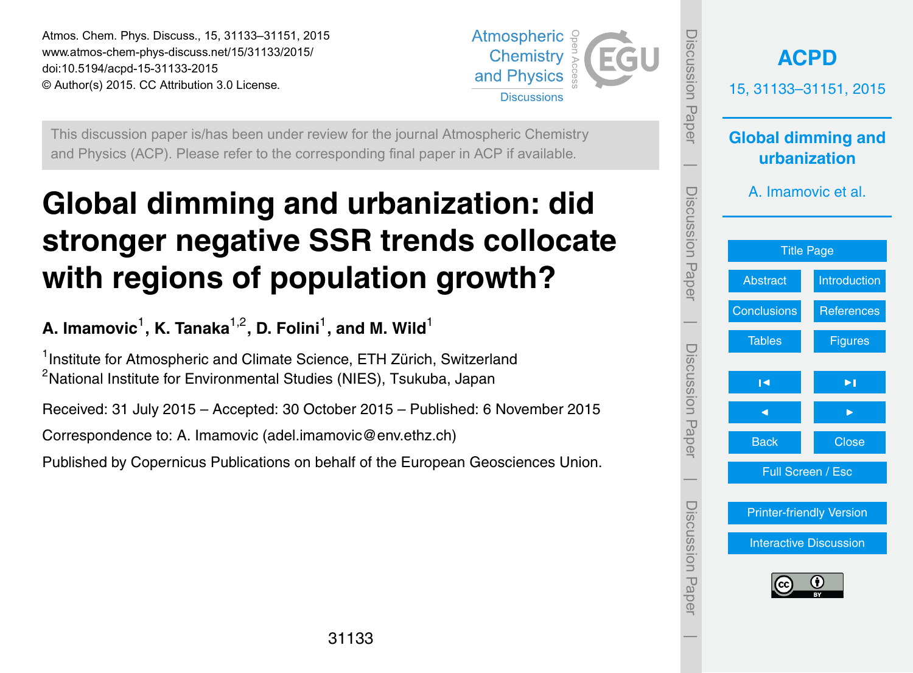This discussion paper is/has been under review for the journal Atmospheric Chemistry and Physics (ACP). Please refer to the corresponding final paper in ACP if available.

# Global dimming and urbanization: did stronger negative SSR trends collocate with regions of population growth?

**A. Imamovic[1], K. Tanaka[1,2], D. Folini[1], and M. Wild[1]**

[1]Institute for Atmospheric and Climate Science, ETH Zürich, Switzerland
[2]National Institute for Environmental Studies (NIES), Tsukuba, Japan

Received: 31 July 2015 – Accepted: 30 October 2015 – Published: 6 November 2015

Correspondence to: A. Imamovic (adel.imamovic@env.ethz.ch)

Published by Copernicus Publications on behalf of the European Geosciences Union.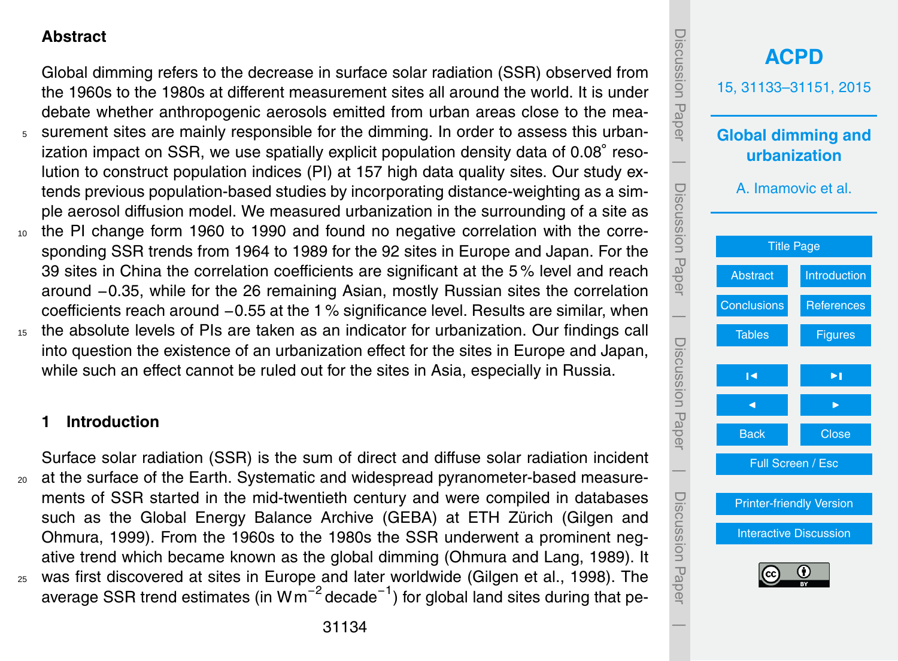## Abstract

Global dimming refers to the decrease in surface solar radiation (SSR) observed from the 1960s to the 1980s at different measurement sites all around the world. It is under debate whether anthropogenic aerosols emitted from urban areas close to the measurement sites are mainly responsible for the dimming. In order to assess this urbanization impact on SSR, we use spatially explicit population density data of 0.08° resolution to construct population indices (PI) at 157 high data quality sites. Our study extends previous population-based studies by incorporating distance-weighting as a simple aerosol diffusion model. We measured urbanization in the surrounding of a site as the PI change form 1960 to 1990 and found no negative correlation with the corresponding SSR trends from 1964 to 1989 for the 92 sites in Europe and Japan. For the 39 sites in China the correlation coefficients are significant at the 5 % level and reach around −0.35, while for the 26 remaining Asian, mostly Russian sites the correlation coefficients reach around −0.55 at the 1 % significance level. Results are similar, when the absolute levels of PIs are taken as an indicator for urbanization. Our findings call into question the existence of an urbanization effect for the sites in Europe and Japan, while such an effect cannot be ruled out for the sites in Asia, especially in Russia.

## 1 Introduction

Surface solar radiation (SSR) is the sum of direct and diffuse solar radiation incident at the surface of the Earth. Systematic and widespread pyranometer-based measurements of SSR started in the mid-twentieth century and were compiled in databases such as the Global Energy Balance Archive (GEBA) at ETH Zürich (Gilgen and Ohmura, 1999). From the 1960s to the 1980s the SSR underwent a prominent negative trend which became known as the global dimming (Ohmura and Lang, 1989). It was first discovered at sites in Europe and later worldwide (Gilgen et al., 1998). The average SSR trend estimates (in $W\,m^{-2}\,decade^{-1}$) for global land sites during that pe-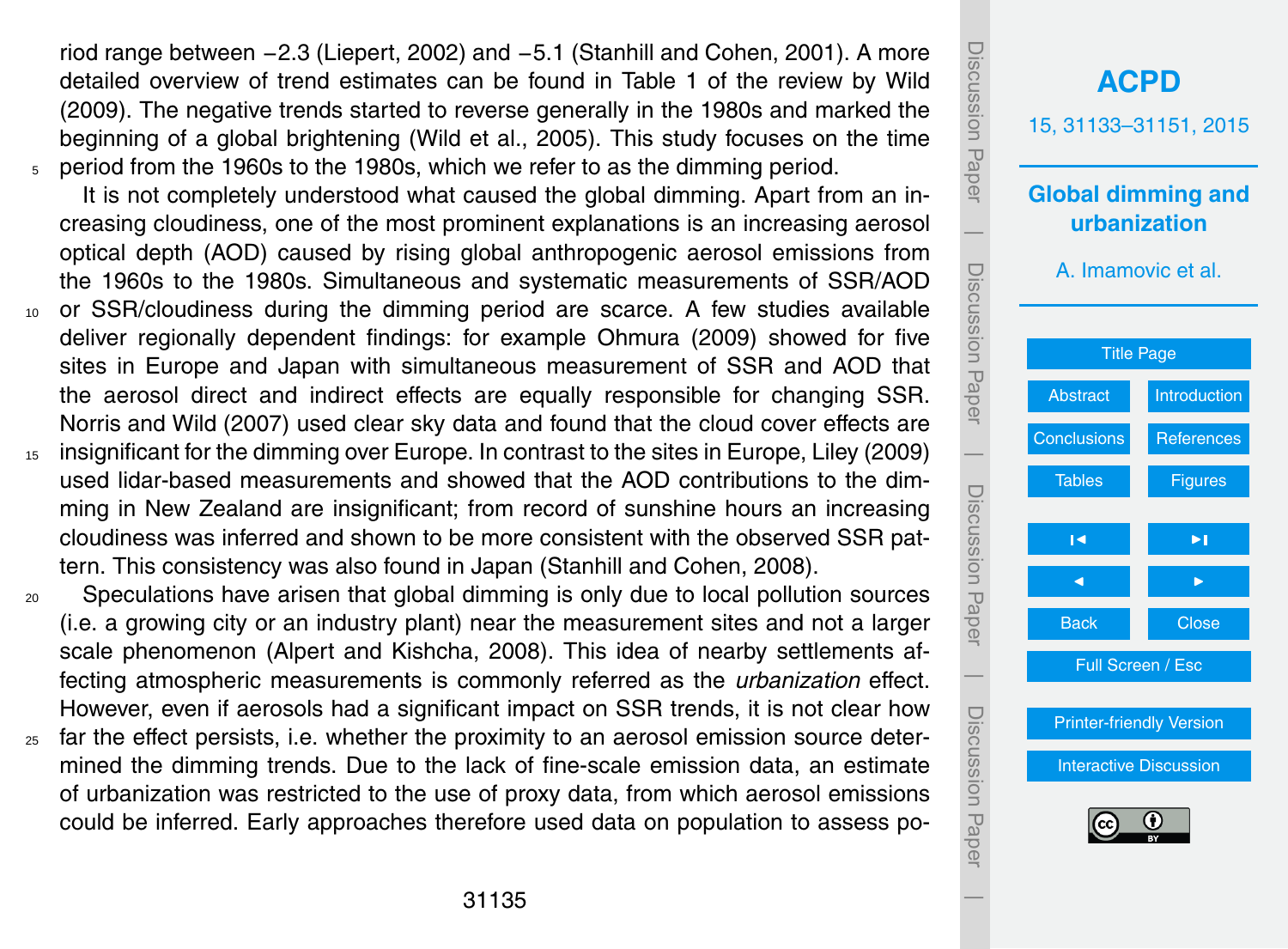riod range between −2.3 (Liepert, 2002) and −5.1 (Stanhill and Cohen, 2001). A more detailed overview of trend estimates can be found in Table 1 of the review by Wild (2009). The negative trends started to reverse generally in the 1980s and marked the beginning of a global brightening (Wild et al., 2005). This study focuses on the time period from the 1960s to the 1980s, which we refer to as the dimming period.

It is not completely understood what caused the global dimming. Apart from an increasing cloudiness, one of the most prominent explanations is an increasing aerosol optical depth (AOD) caused by rising global anthropogenic aerosol emissions from the 1960s to the 1980s. Simultaneous and systematic measurements of SSR/AOD or SSR/cloudiness during the dimming period are scarce. A few studies available deliver regionally dependent findings: for example Ohmura (2009) showed for five sites in Europe and Japan with simultaneous measurement of SSR and AOD that the aerosol direct and indirect effects are equally responsible for changing SSR. Norris and Wild (2007) used clear sky data and found that the cloud cover effects are insignificant for the dimming over Europe. In contrast to the sites in Europe, Liley (2009) used lidar-based measurements and showed that the AOD contributions to the dimming in New Zealand are insignificant; from record of sunshine hours an increasing cloudiness was inferred and shown to be more consistent with the observed SSR pattern. This consistency was also found in Japan (Stanhill and Cohen, 2008).

Speculations have arisen that global dimming is only due to local pollution sources (i.e. a growing city or an industry plant) near the measurement sites and not a larger scale phenomenon (Alpert and Kishcha, 2008). This idea of nearby settlements affecting atmospheric measurements is commonly referred as the *urbanization* effect. However, even if aerosols had a significant impact on SSR trends, it is not clear how far the effect persists, i.e. whether the proximity to an aerosol emission source determined the dimming trends. Due to the lack of fine-scale emission data, an estimate of urbanization was restricted to the use of proxy data, from which aerosol emissions could be inferred. Early approaches therefore used data on population to assess po-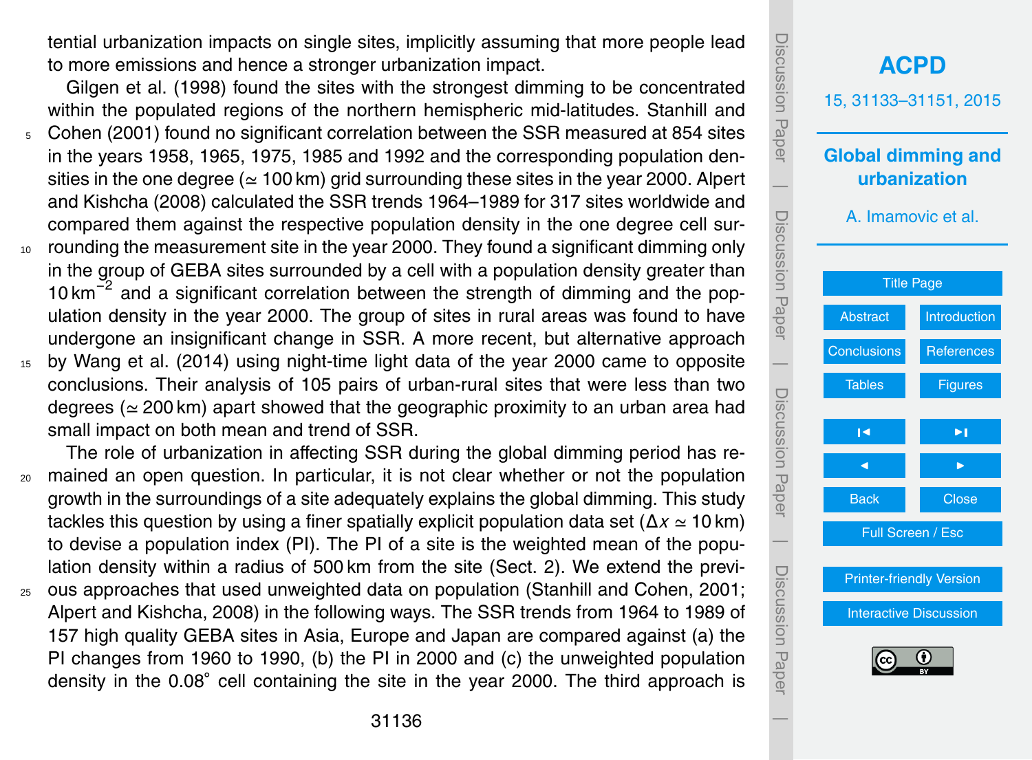tential urbanization impacts on single sites, implicitly assuming that more people lead to more emissions and hence a stronger urbanization impact.

Gilgen et al. (1998) found the sites with the strongest dimming to be concentrated within the populated regions of the northern hemispheric mid-latitudes. Stanhill and Cohen (2001) found no significant correlation between the SSR measured at 854 sites in the years 1958, 1965, 1975, 1985 and 1992 and the corresponding population densities in the one degree ($\simeq 100\,\mathrm{km}$) grid surrounding these sites in the year 2000. Alpert and Kishcha (2008) calculated the SSR trends 1964–1989 for 317 sites worldwide and compared them against the respective population density in the one degree cell surrounding the measurement site in the year 2000. They found a significant dimming only in the group of GEBA sites surrounded by a cell with a population density greater than $10\,\mathrm{km}^{-2}$ and a significant correlation between the strength of dimming and the population density in the year 2000. The group of sites in rural areas was found to have undergone an insignificant change in SSR. A more recent, but alternative approach by Wang et al. (2014) using night-time light data of the year 2000 came to opposite conclusions. Their analysis of 105 pairs of urban-rural sites that were less than two degrees ($\simeq 200\,\mathrm{km}$) apart showed that the geographic proximity to an urban area had small impact on both mean and trend of SSR.

The role of urbanization in affecting SSR during the global dimming period has remained an open question. In particular, it is not clear whether or not the population growth in the surroundings of a site adequately explains the global dimming. This study tackles this question by using a finer spatially explicit population data set ($\Delta x \simeq 10\,\mathrm{km}$) to devise a population index (PI). The PI of a site is the weighted mean of the population density within a radius of 500 km from the site (Sect. 2). We extend the previous approaches that used unweighted data on population (Stanhill and Cohen, 2001; Alpert and Kishcha, 2008) in the following ways. The SSR trends from 1964 to 1989 of 157 high quality GEBA sites in Asia, Europe and Japan are compared against (a) the PI changes from 1960 to 1990, (b) the PI in 2000 and (c) the unweighted population density in the $0.08^{\circ}$ cell containing the site in the year 2000. The third approach is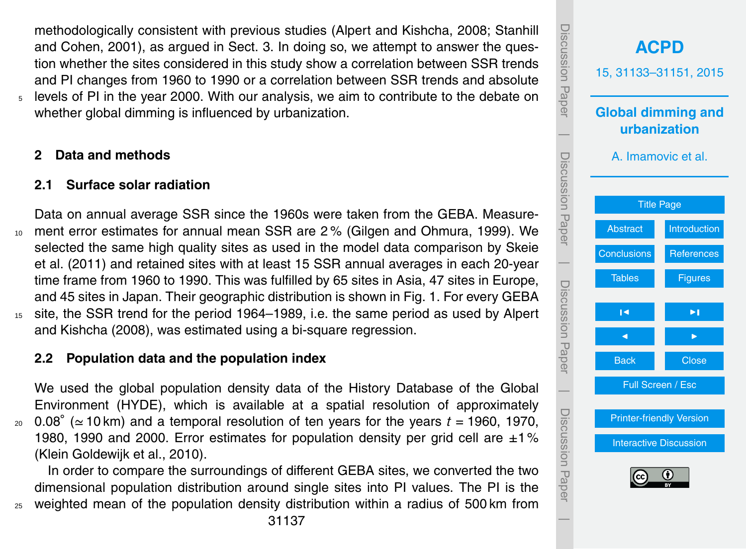methodologically consistent with previous studies (Alpert and Kishcha, 2008; Stanhill and Cohen, 2001), as argued in Sect. 3. In doing so, we attempt to answer the question whether the sites considered in this study show a correlation between SSR trends and PI changes from 1960 to 1990 or a correlation between SSR trends and absolute levels of PI in the year 2000. With our analysis, we aim to contribute to the debate on whether global dimming is influenced by urbanization.

## 2 Data and methods

### 2.1 Surface solar radiation

Data on annual average SSR since the 1960s were taken from the GEBA. Measurement error estimates for annual mean SSR are 2 % (Gilgen and Ohmura, 1999). We selected the same high quality sites as used in the model data comparison by Skeie et al. (2011) and retained sites with at least 15 SSR annual averages in each 20-year time frame from 1960 to 1990. This was fulfilled by 65 sites in Asia, 47 sites in Europe, and 45 sites in Japan. Their geographic distribution is shown in Fig. 1. For every GEBA site, the SSR trend for the period 1964–1989, i.e. the same period as used by Alpert and Kishcha (2008), was estimated using a bi-square regression.

### 2.2 Population data and the population index

We used the global population density data of the History Database of the Global Environment (HYDE), which is available at a spatial resolution of approximately $0.08^\circ$ ($\simeq 10$ km) and a temporal resolution of ten years for the years $t = 1960$, 1970, 1980, 1990 and 2000. Error estimates for population density per grid cell are $\pm 1$ % (Klein Goldewijk et al., 2010).

In order to compare the surroundings of different GEBA sites, we converted the two dimensional population distribution around single sites into PI values. The PI is the weighted mean of the population density distribution within a radius of 500 km from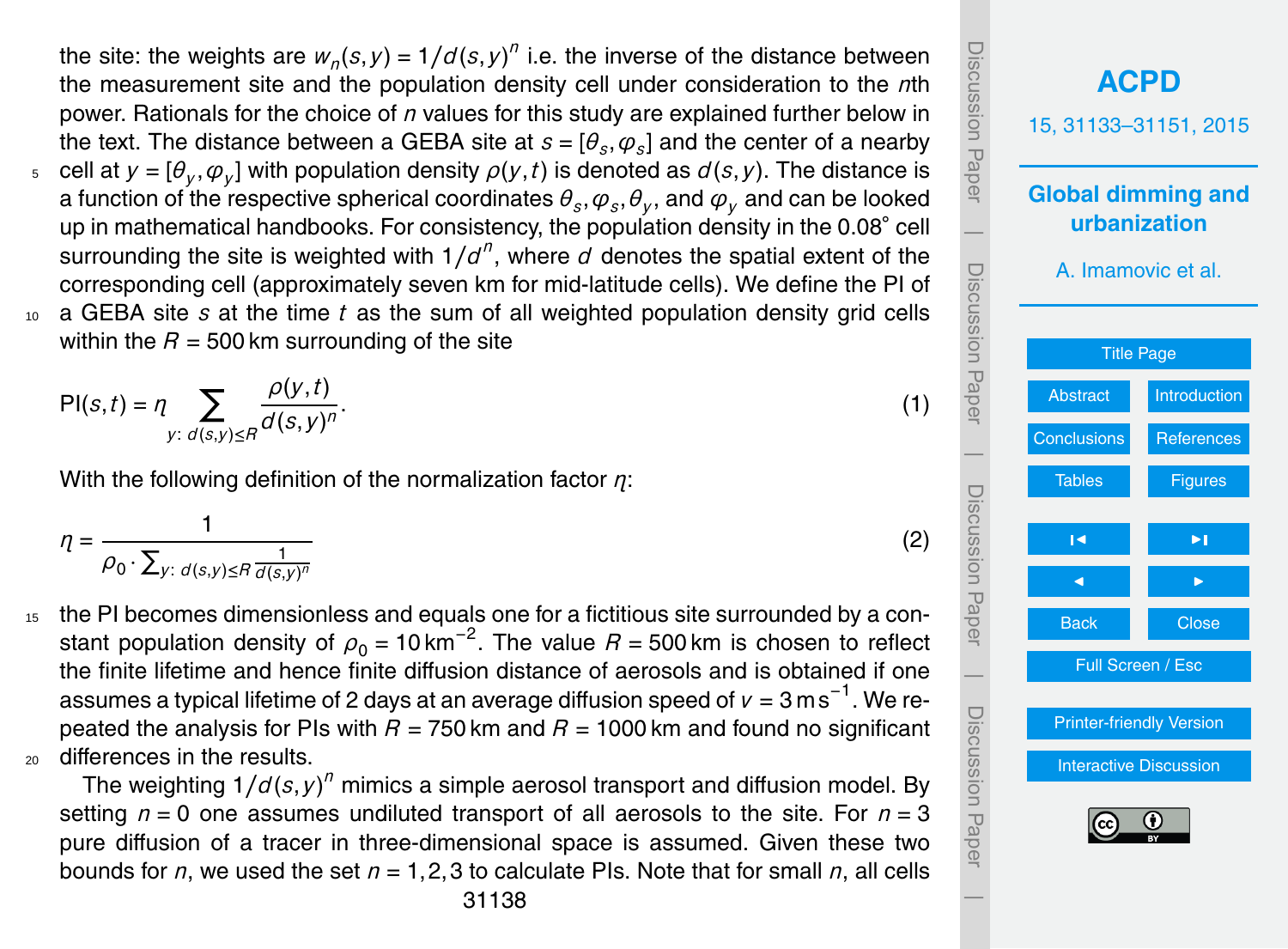the site: the weights are $w_n(s, y) = 1/d(s, y)^n$ i.e. the inverse of the distance between the measurement site and the population density cell under consideration to the $n$th power. Rationals for the choice of $n$ values for this study are explained further below in the text. The distance between a GEBA site at $s = [\theta_s, \varphi_s]$ and the center of a nearby cell at $y = [\theta_y, \varphi_y]$ with population density $\rho(y, t)$ is denoted as $d(s, y)$. The distance is a function of the respective spherical coordinates $\theta_s, \varphi_s, \theta_y$, and $\varphi_y$ and can be looked up in mathematical handbooks. For consistency, the population density in the 0.08° cell surrounding the site is weighted with $1/d^n$, where $d$ denotes the spatial extent of the corresponding cell (approximately seven km for mid-latitude cells). We define the PI of a GEBA site $s$ at the time $t$ as the sum of all weighted population density grid cells within the $R = 500$ km surrounding of the site

$$\mathrm{PI}(s, t) = \eta \sum_{y:\ d(s,y) \leq R} \frac{\rho(y, t)}{d(s, y)^n}. \tag{1}$$

With the following definition of the normalization factor $\eta$:

$$\eta = \frac{1}{\rho_0 \cdot \sum_{y:\ d(s,y) \leq R} \frac{1}{d(s,y)^n}} \tag{2}$$

the PI becomes dimensionless and equals one for a fictitious site surrounded by a constant population density of $\rho_0 = 10\,\mathrm{km}^{-2}$. The value $R = 500$ km is chosen to reflect the finite lifetime and hence finite diffusion distance of aerosols and is obtained if one assumes a typical lifetime of 2 days at an average diffusion speed of $v = 3\,\mathrm{m\,s}^{-1}$. We repeated the analysis for PIs with $R = 750$ km and $R = 1000$ km and found no significant differences in the results.

The weighting $1/d(s, y)^n$ mimics a simple aerosol transport and diffusion model. By setting $n = 0$ one assumes undiluted transport of all aerosols to the site. For $n = 3$ pure diffusion of a tracer in three-dimensional space is assumed. Given these two bounds for $n$, we used the set $n = 1, 2, 3$ to calculate PIs. Note that for small $n$, all cells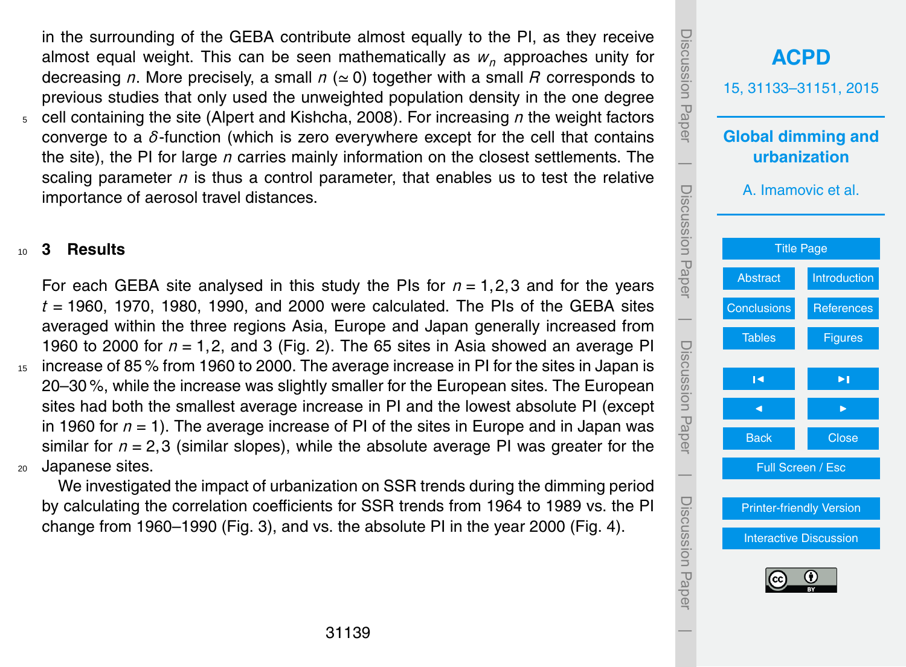in the surrounding of the GEBA contribute almost equally to the PI, as they receive almost equal weight. This can be seen mathematically as $w_n$ approaches unity for decreasing $n$. More precisely, a small $n$ ($\simeq 0$) together with a small $R$ corresponds to previous studies that only used the unweighted population density in the one degree cell containing the site (Alpert and Kishcha, 2008). For increasing $n$ the weight factors converge to a $\delta$-function (which is zero everywhere except for the cell that contains the site), the PI for large $n$ carries mainly information on the closest settlements. The scaling parameter $n$ is thus a control parameter, that enables us to test the relative importance of aerosol travel distances.

## 3 Results

For each GEBA site analysed in this study the PIs for $n = 1, 2, 3$ and for the years $t = 1960$, 1970, 1980, 1990, and 2000 were calculated. The PIs of the GEBA sites averaged within the three regions Asia, Europe and Japan generally increased from 1960 to 2000 for $n = 1, 2$, and 3 (Fig. 2). The 65 sites in Asia showed an average PI increase of 85 % from 1960 to 2000. The average increase in PI for the sites in Japan is 20–30 %, while the increase was slightly smaller for the European sites. The European sites had both the smallest average increase in PI and the lowest absolute PI (except in 1960 for $n = 1$). The average increase of PI of the sites in Europe and in Japan was similar for $n = 2, 3$ (similar slopes), while the absolute average PI was greater for the Japanese sites.

We investigated the impact of urbanization on SSR trends during the dimming period by calculating the correlation coefficients for SSR trends from 1964 to 1989 vs. the PI change from 1960–1990 (Fig. 3), and vs. the absolute PI in the year 2000 (Fig. 4).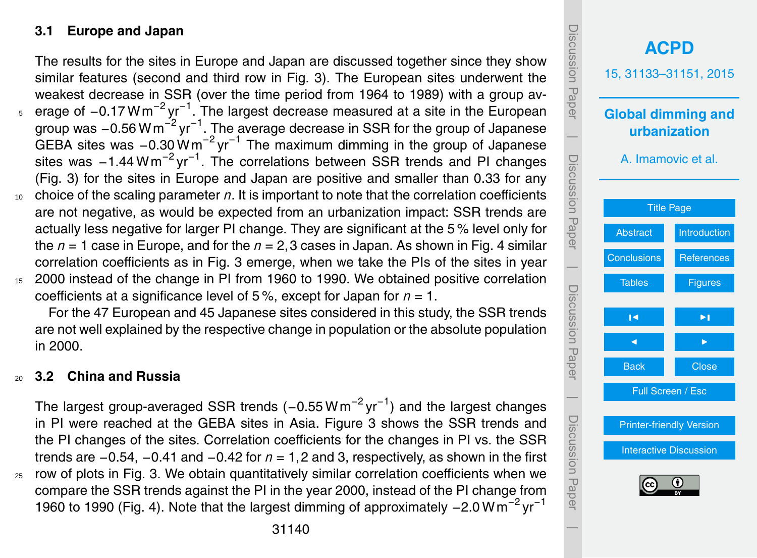### 3.1 Europe and Japan

The results for the sites in Europe and Japan are discussed together since they show similar features (second and third row in Fig. 3). The European sites underwent the weakest decrease in SSR (over the time period from 1964 to 1989) with a group average of $-0.17\,\mathrm{W\,m^{-2}\,yr^{-1}}$. The largest decrease measured at a site in the European group was $-0.56\,\mathrm{W\,m^{-2}\,yr^{-1}}$. The average decrease in SSR for the group of Japanese GEBA sites was $-0.30\,\mathrm{W\,m^{-2}\,yr^{-1}}$ The maximum dimming in the group of Japanese sites was $-1.44\,\mathrm{W\,m^{-2}\,yr^{-1}}$. The correlations between SSR trends and PI changes (Fig. 3) for the sites in Europe and Japan are positive and smaller than 0.33 for any choice of the scaling parameter $n$. It is important to note that the correlation coefficients are not negative, as would be expected from an urbanization impact: SSR trends are actually less negative for larger PI change. They are significant at the 5 % level only for the $n = 1$ case in Europe, and for the $n = 2,3$ cases in Japan. As shown in Fig. 4 similar correlation coefficients as in Fig. 3 emerge, when we take the PIs of the sites in year 2000 instead of the change in PI from 1960 to 1990. We obtained positive correlation coefficients at a significance level of 5 %, except for Japan for $n = 1$.

For the 47 European and 45 Japanese sites considered in this study, the SSR trends are not well explained by the respective change in population or the absolute population in 2000.

### 3.2 China and Russia

The largest group-averaged SSR trends ($-0.55\,\mathrm{W\,m^{-2}\,yr^{-1}}$) and the largest changes in PI were reached at the GEBA sites in Asia. Figure 3 shows the SSR trends and the PI changes of the sites. Correlation coefficients for the changes in PI vs. the SSR trends are $-0.54$, $-0.41$ and $-0.42$ for $n = 1,2$ and 3, respectively, as shown in the first row of plots in Fig. 3. We obtain quantitatively similar correlation coefficients when we compare the SSR trends against the PI in the year 2000, instead of the PI change from 1960 to 1990 (Fig. 4). Note that the largest dimming of approximately $-2.0\,\mathrm{W\,m^{-2}\,yr^{-1}}$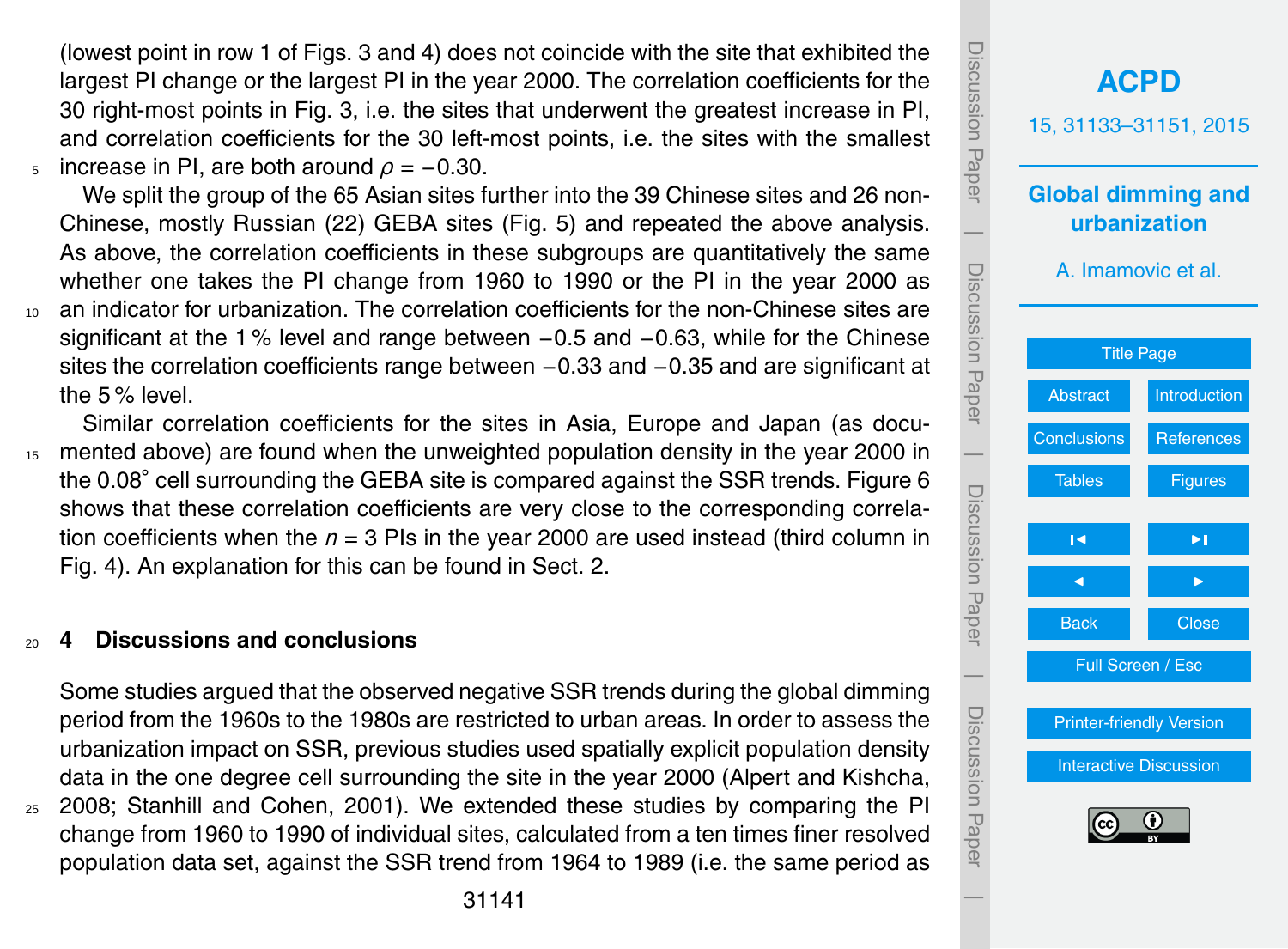(lowest point in row 1 of Figs. 3 and 4) does not coincide with the site that exhibited the largest PI change or the largest PI in the year 2000. The correlation coefficients for the 30 right-most points in Fig. 3, i.e. the sites that underwent the greatest increase in PI, and correlation coefficients for the 30 left-most points, i.e. the sites with the smallest increase in PI, are both around $\rho = -0.30$.

We split the group of the 65 Asian sites further into the 39 Chinese sites and 26 non-Chinese, mostly Russian (22) GEBA sites (Fig. 5) and repeated the above analysis. As above, the correlation coefficients in these subgroups are quantitatively the same whether one takes the PI change from 1960 to 1990 or the PI in the year 2000 as an indicator for urbanization. The correlation coefficients for the non-Chinese sites are significant at the 1 % level and range between −0.5 and −0.63, while for the Chinese sites the correlation coefficients range between −0.33 and −0.35 and are significant at the 5 % level.

Similar correlation coefficients for the sites in Asia, Europe and Japan (as documented above) are found when the unweighted population density in the year 2000 in the 0.08° cell surrounding the GEBA site is compared against the SSR trends. Figure 6 shows that these correlation coefficients are very close to the corresponding correlation coefficients when the $n = 3$ PIs in the year 2000 are used instead (third column in Fig. 4). An explanation for this can be found in Sect. 2.

## 4 Discussions and conclusions

Some studies argued that the observed negative SSR trends during the global dimming period from the 1960s to the 1980s are restricted to urban areas. In order to assess the urbanization impact on SSR, previous studies used spatially explicit population density data in the one degree cell surrounding the site in the year 2000 (Alpert and Kishcha, 2008; Stanhill and Cohen, 2001). We extended these studies by comparing the PI change from 1960 to 1990 of individual sites, calculated from a ten times finer resolved population data set, against the SSR trend from 1964 to 1989 (i.e. the same period as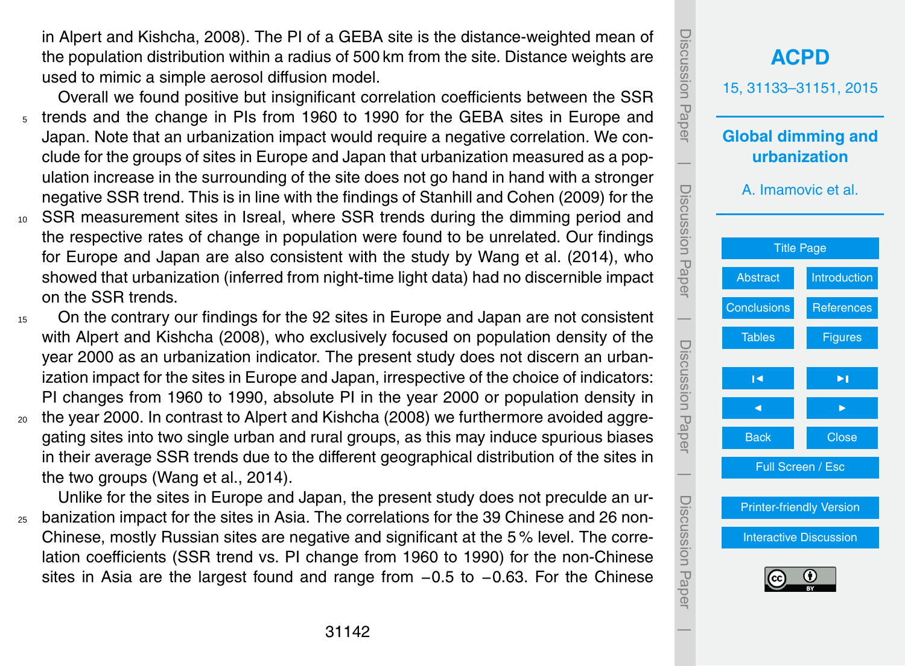in Alpert and Kishcha, 2008). The PI of a GEBA site is the distance-weighted mean of the population distribution within a radius of 500 km from the site. Distance weights are used to mimic a simple aerosol diffusion model.

Overall we found positive but insignificant correlation coefficients between the SSR trends and the change in PIs from 1960 to 1990 for the GEBA sites in Europe and Japan. Note that an urbanization impact would require a negative correlation. We conclude for the groups of sites in Europe and Japan that urbanization measured as a population increase in the surrounding of the site does not go hand in hand with a stronger negative SSR trend. This is in line with the findings of Stanhill and Cohen (2009) for the SSR measurement sites in Isreal, where SSR trends during the dimming period and the respective rates of change in population were found to be unrelated. Our findings for Europe and Japan are also consistent with the study by Wang et al. (2014), who showed that urbanization (inferred from night-time light data) had no discernible impact on the SSR trends.

On the contrary our findings for the 92 sites in Europe and Japan are not consistent with Alpert and Kishcha (2008), who exclusively focused on population density of the year 2000 as an urbanization indicator. The present study does not discern an urbanization impact for the sites in Europe and Japan, irrespective of the choice of indicators: PI changes from 1960 to 1990, absolute PI in the year 2000 or population density in the year 2000. In contrast to Alpert and Kishcha (2008) we furthermore avoided aggregating sites into two single urban and rural groups, as this may induce spurious biases in their average SSR trends due to the different geographical distribution of the sites in the two groups (Wang et al., 2014).

Unlike for the sites in Europe and Japan, the present study does not preculde an urbanization impact for the sites in Asia. The correlations for the 39 Chinese and 26 non-Chinese, mostly Russian sites are negative and significant at the 5 % level. The correlation coefficients (SSR trend vs. PI change from 1960 to 1990) for the non-Chinese sites in Asia are the largest found and range from −0.5 to −0.63. For the Chinese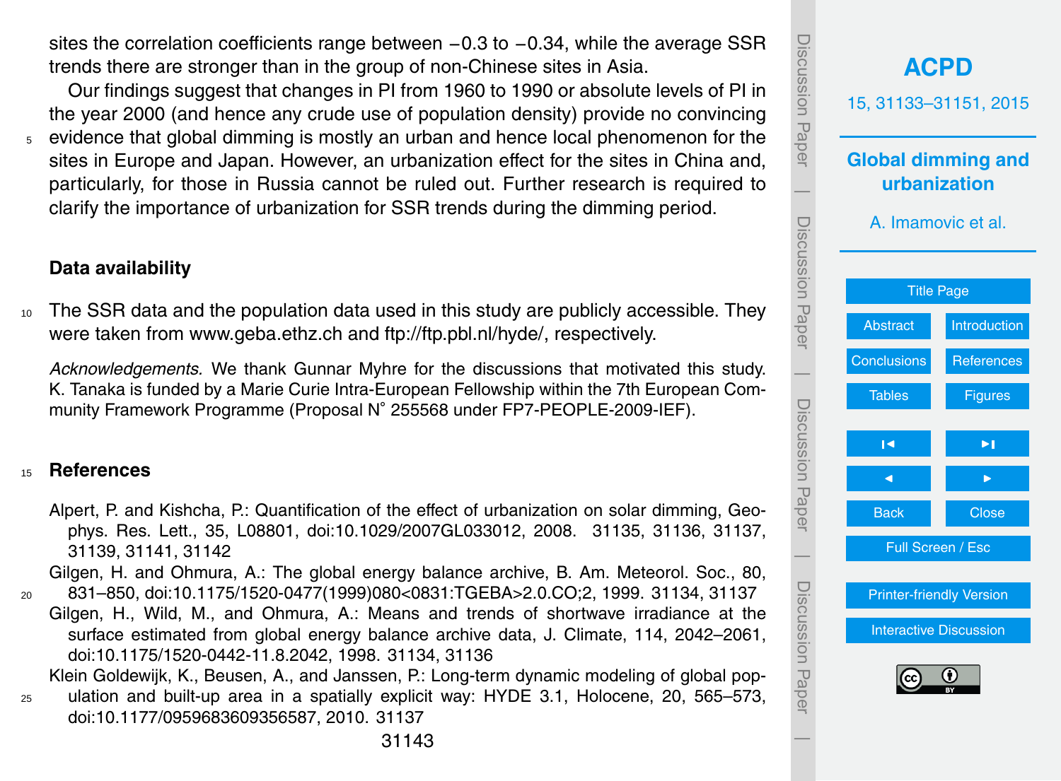sites the correlation coefficients range between −0.3 to −0.34, while the average SSR trends there are stronger than in the group of non-Chinese sites in Asia.

Our findings suggest that changes in PI from 1960 to 1990 or absolute levels of PI in the year 2000 (and hence any crude use of population density) provide no convincing evidence that global dimming is mostly an urban and hence local phenomenon for the sites in Europe and Japan. However, an urbanization effect for the sites in China and, particularly, for those in Russia cannot be ruled out. Further research is required to clarify the importance of urbanization for SSR trends during the dimming period.

## Data availability

The SSR data and the population data used in this study are publicly accessible. They were taken from www.geba.ethz.ch and ftp://ftp.pbl.nl/hyde/, respectively.

*Acknowledgements.* We thank Gunnar Myhre for the discussions that motivated this study. K. Tanaka is funded by a Marie Curie Intra-European Fellowship within the 7th European Community Framework Programme (Proposal N° 255568 under FP7-PEOPLE-2009-IEF).

## References

Alpert, P. and Kishcha, P.: Quantification of the effect of urbanization on solar dimming, Geophys. Res. Lett., 35, L08801, doi:10.1029/2007GL033012, 2008. 31135, 31136, 31137, 31139, 31141, 31142

Gilgen, H. and Ohmura, A.: The global energy balance archive, B. Am. Meteorol. Soc., 80, 831–850, doi:10.1175/1520-0477(1999)080<0831:TGEBA>2.0.CO;2, 1999. 31134, 31137

Gilgen, H., Wild, M., and Ohmura, A.: Means and trends of shortwave irradiance at the surface estimated from global energy balance archive data, J. Climate, 114, 2042–2061, doi:10.1175/1520-0442-11.8.2042, 1998. 31134, 31136

Klein Goldewijk, K., Beusen, A., and Janssen, P.: Long-term dynamic modeling of global population and built-up area in a spatially explicit way: HYDE 3.1, Holocene, 20, 565–573, doi:10.1177/0959683609356587, 2010. 31137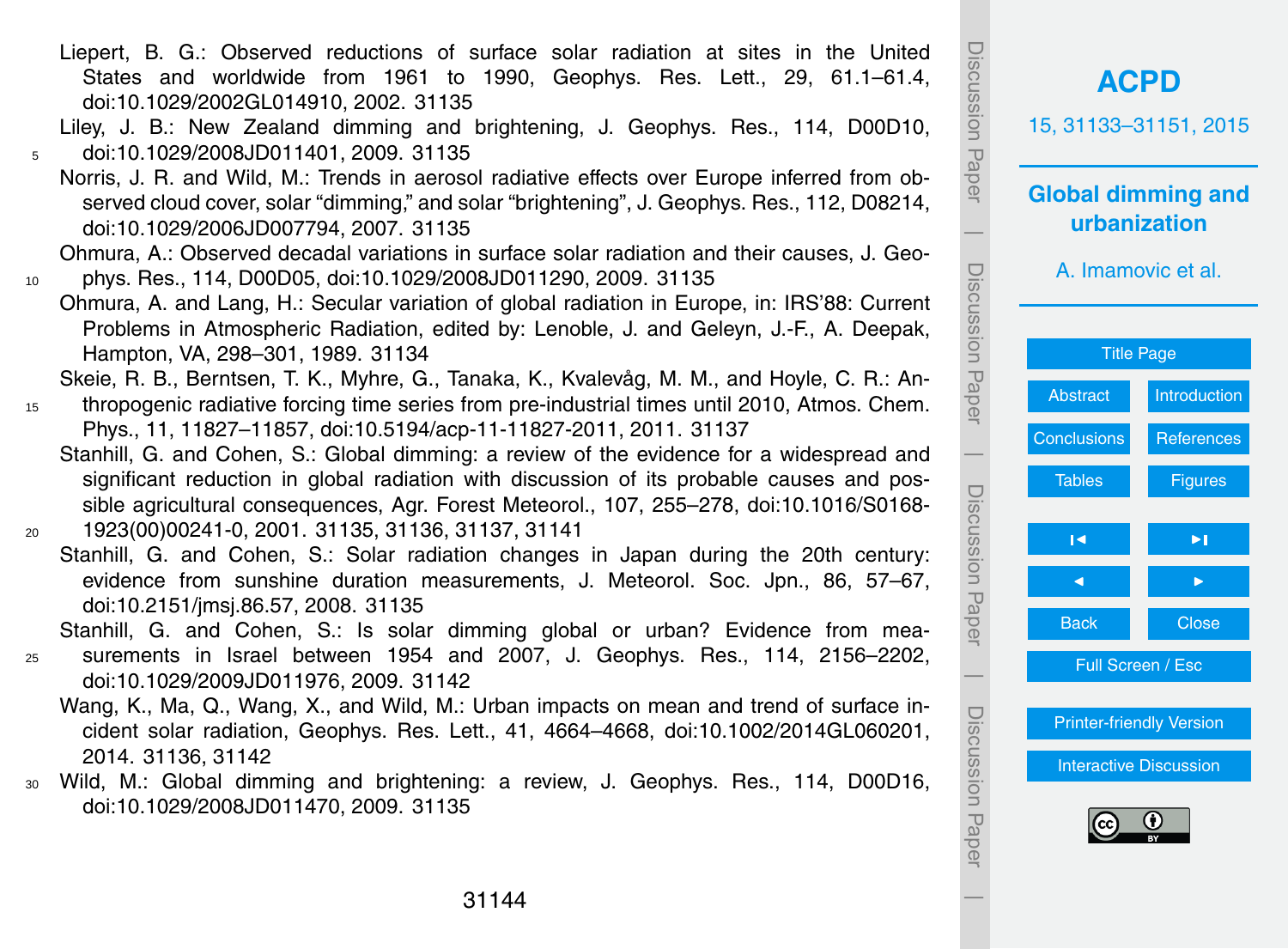Liepert, B. G.: Observed reductions of surface solar radiation at sites in the United States and worldwide from 1961 to 1990, Geophys. Res. Lett., 29, 61.1–61.4, doi:10.1029/2002GL014910, 2002. 31135

Liley, J. B.: New Zealand dimming and brightening, J. Geophys. Res., 114, D00D10, doi:10.1029/2008JD011401, 2009. 31135

Norris, J. R. and Wild, M.: Trends in aerosol radiative effects over Europe inferred from observed cloud cover, solar "dimming," and solar "brightening", J. Geophys. Res., 112, D08214, doi:10.1029/2006JD007794, 2007. 31135

Ohmura, A.: Observed decadal variations in surface solar radiation and their causes, J. Geophys. Res., 114, D00D05, doi:10.1029/2008JD011290, 2009. 31135

Ohmura, A. and Lang, H.: Secular variation of global radiation in Europe, in: IRS'88: Current Problems in Atmospheric Radiation, edited by: Lenoble, J. and Geleyn, J.-F., A. Deepak, Hampton, VA, 298–301, 1989. 31134

Skeie, R. B., Berntsen, T. K., Myhre, G., Tanaka, K., Kvalevåg, M. M., and Hoyle, C. R.: Anthropogenic radiative forcing time series from pre-industrial times until 2010, Atmos. Chem. Phys., 11, 11827–11857, doi:10.5194/acp-11-11827-2011, 2011. 31137

Stanhill, G. and Cohen, S.: Global dimming: a review of the evidence for a widespread and significant reduction in global radiation with discussion of its probable causes and possible agricultural consequences, Agr. Forest Meteorol., 107, 255–278, doi:10.1016/S0168-1923(00)00241-0, 2001. 31135, 31136, 31137, 31141

Stanhill, G. and Cohen, S.: Solar radiation changes in Japan during the 20th century: evidence from sunshine duration measurements, J. Meteorol. Soc. Jpn., 86, 57–67, doi:10.2151/jmsj.86.57, 2008. 31135

Stanhill, G. and Cohen, S.: Is solar dimming global or urban? Evidence from measurements in Israel between 1954 and 2007, J. Geophys. Res., 114, 2156–2202, doi:10.1029/2009JD011976, 2009. 31142

Wang, K., Ma, Q., Wang, X., and Wild, M.: Urban impacts on mean and trend of surface incident solar radiation, Geophys. Res. Lett., 41, 4664–4668, doi:10.1002/2014GL060201, 2014. 31136, 31142

Wild, M.: Global dimming and brightening: a review, J. Geophys. Res., 114, D00D16, doi:10.1029/2008JD011470, 2009. 31135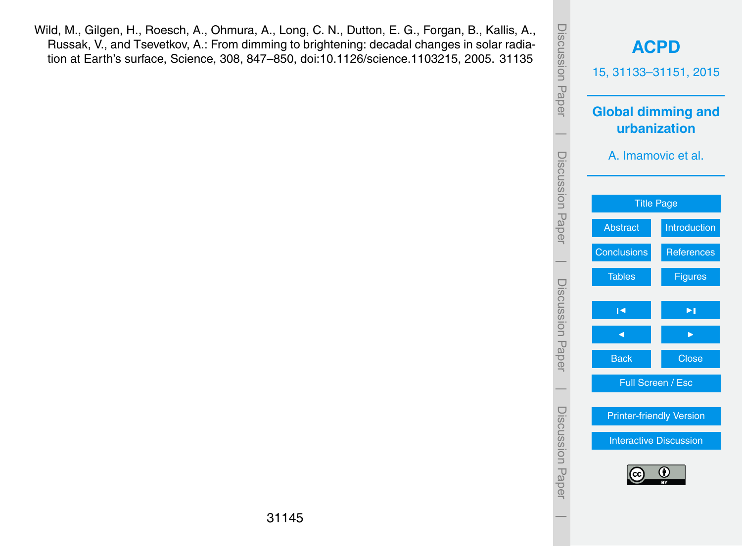Wild, M., Gilgen, H., Roesch, A., Ohmura, A., Long, C. N., Dutton, E. G., Forgan, B., Kallis, A., Russak, V., and Tsevetkov, A.: From dimming to brightening: decadal changes in solar radiation at Earth's surface, Science, 308, 847–850, doi:10.1126/science.1103215, 2005. 31135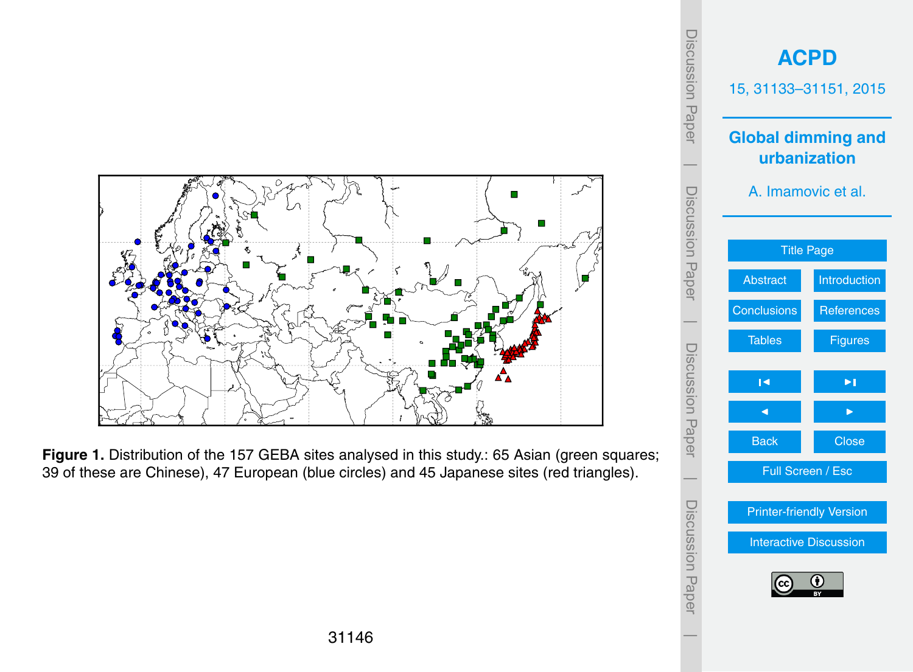**Figure 1.** Distribution of the 157 GEBA sites analysed in this study.: 65 Asian (green squares; 39 of these are Chinese), 47 European (blue circles) and 45 Japanese sites (red triangles).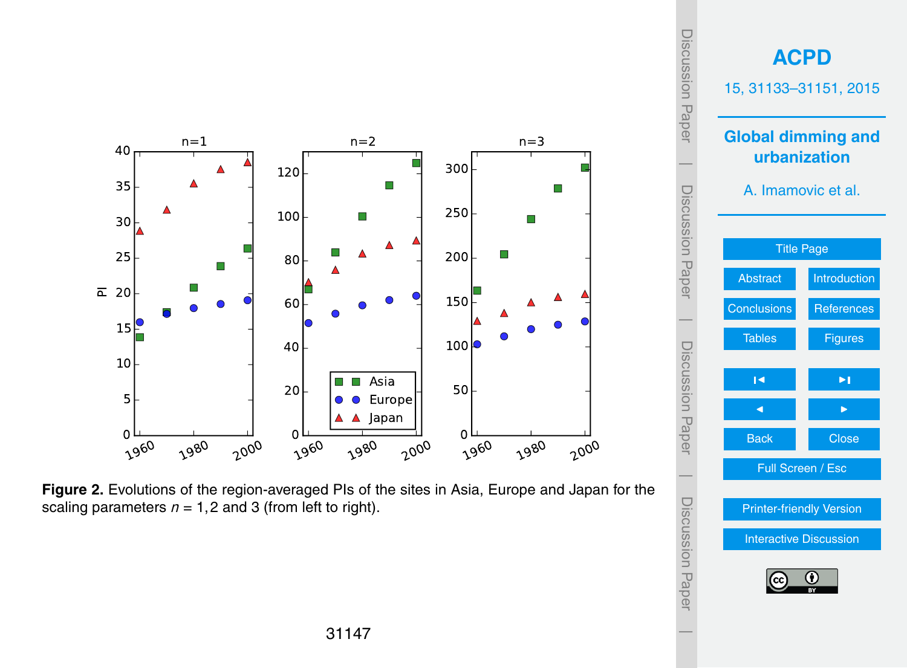**Figure 2.** Evolutions of the region-averaged PIs of the sites in Asia, Europe and Japan for the scaling parameters $n = 1, 2$ and 3 (from left to right).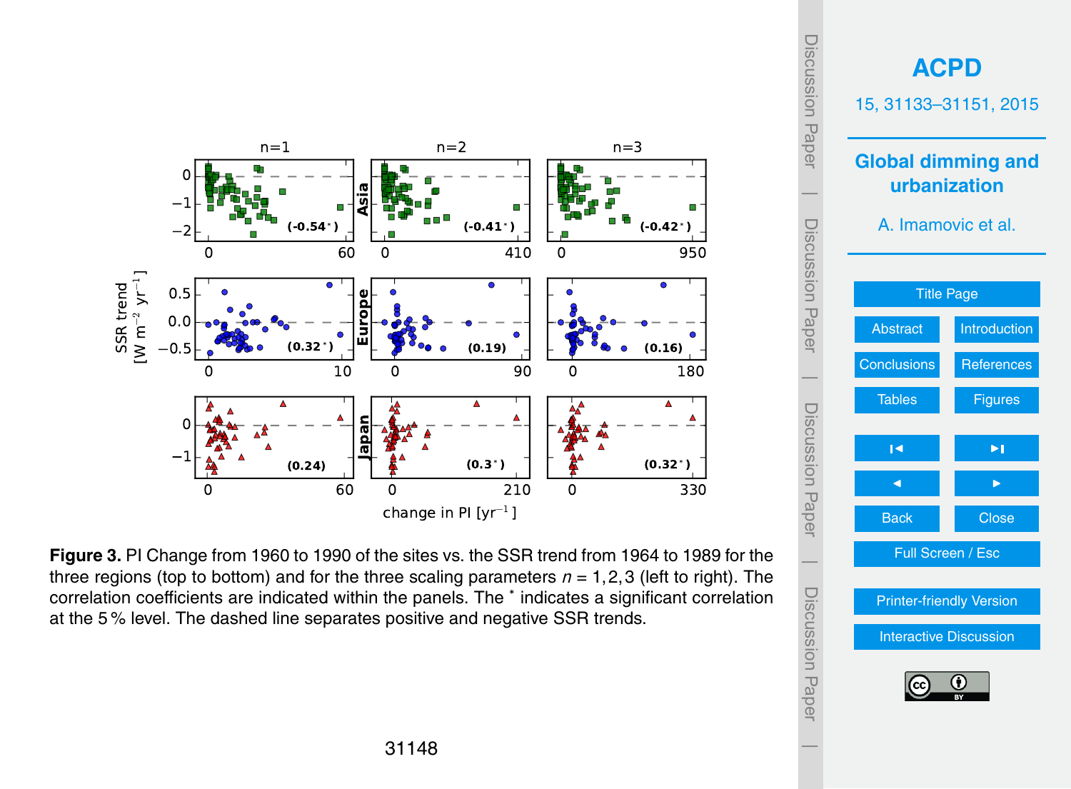**Figure 3.** PI Change from 1960 to 1990 of the sites vs. the SSR trend from 1964 to 1989 for the three regions (top to bottom) and for the three scaling parameters $n = 1, 2, 3$ (left to right). The correlation coefficients are indicated within the panels. The * indicates a significant correlation at the 5 % level. The dashed line separates positive and negative SSR trends.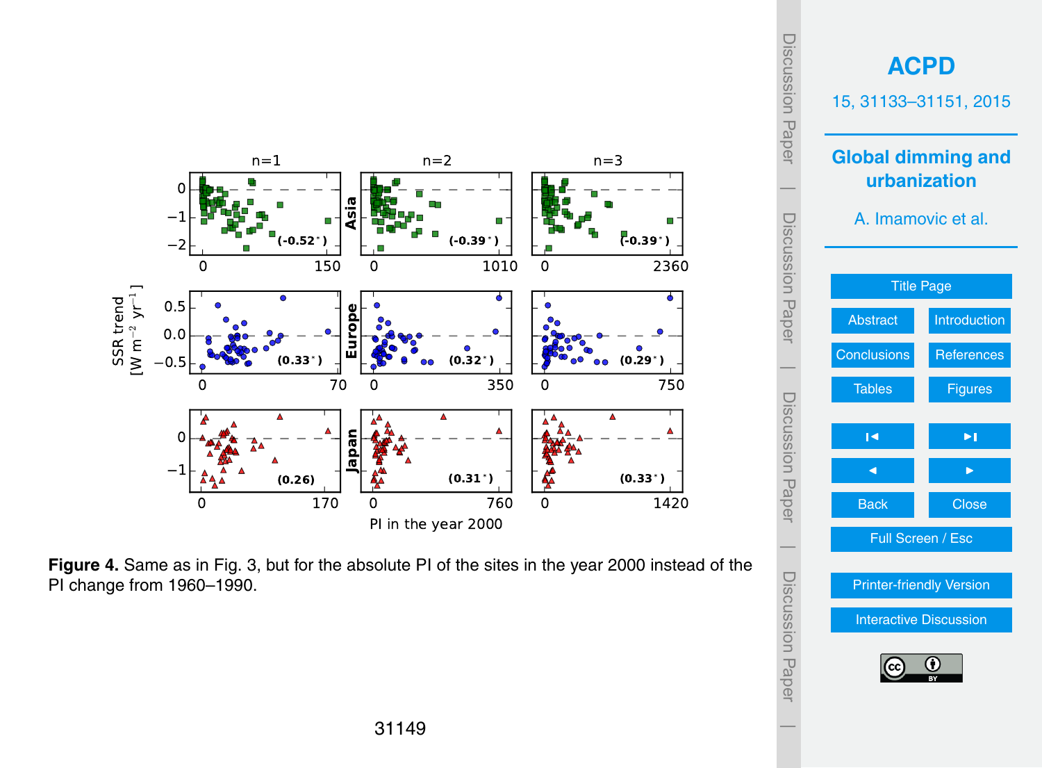**Figure 4.** Same as in Fig. 3, but for the absolute PI of the sites in the year 2000 instead of the PI change from 1960–1990.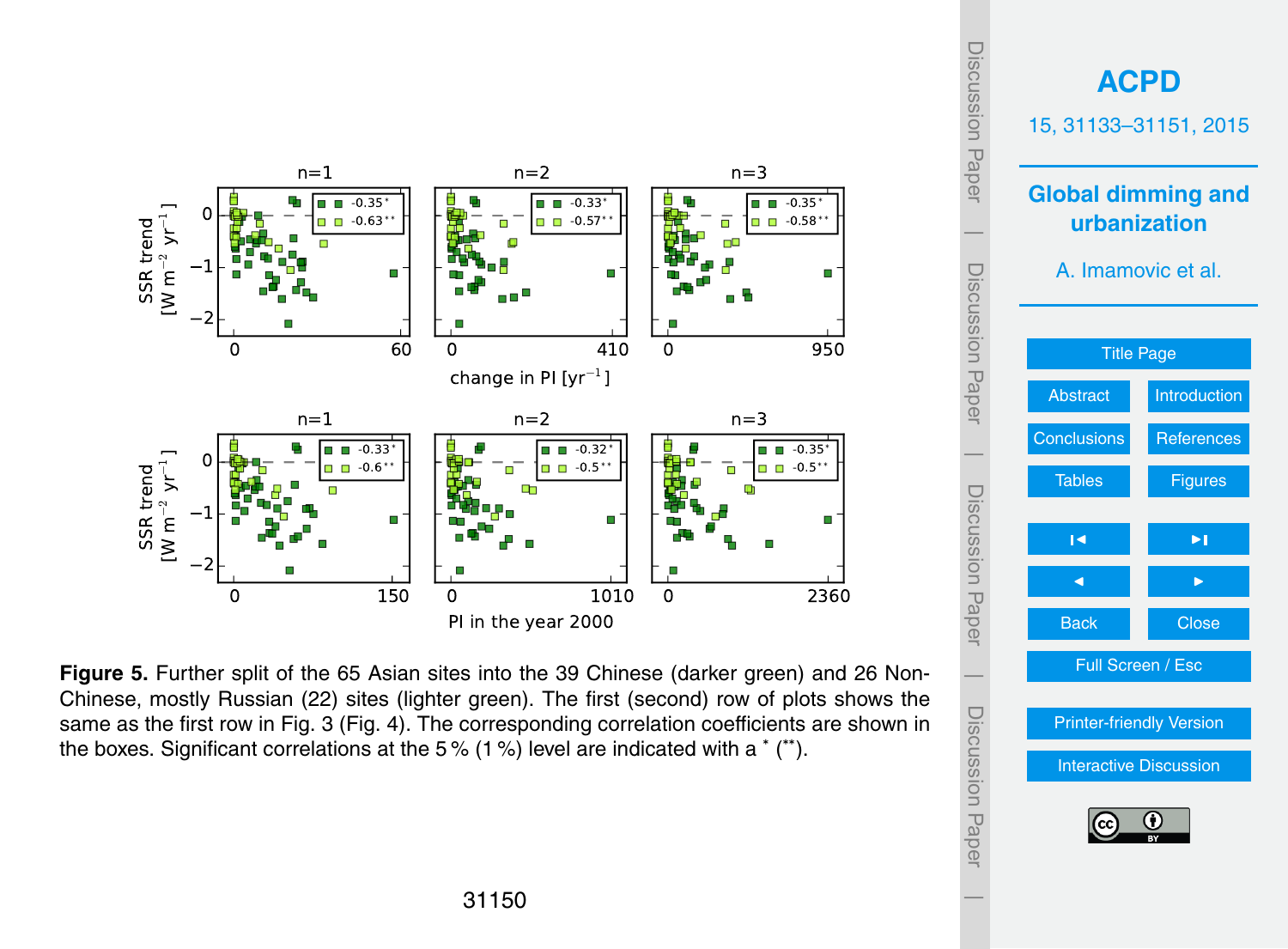**Figure 5.** Further split of the 65 Asian sites into the 39 Chinese (darker green) and 26 Non-Chinese, mostly Russian (22) sites (lighter green). The first (second) row of plots shows the same as the first row in Fig. 3 (Fig. 4). The corresponding correlation coefficients are shown in the boxes. Significant correlations at the 5 % (1 %) level are indicated with a * (**).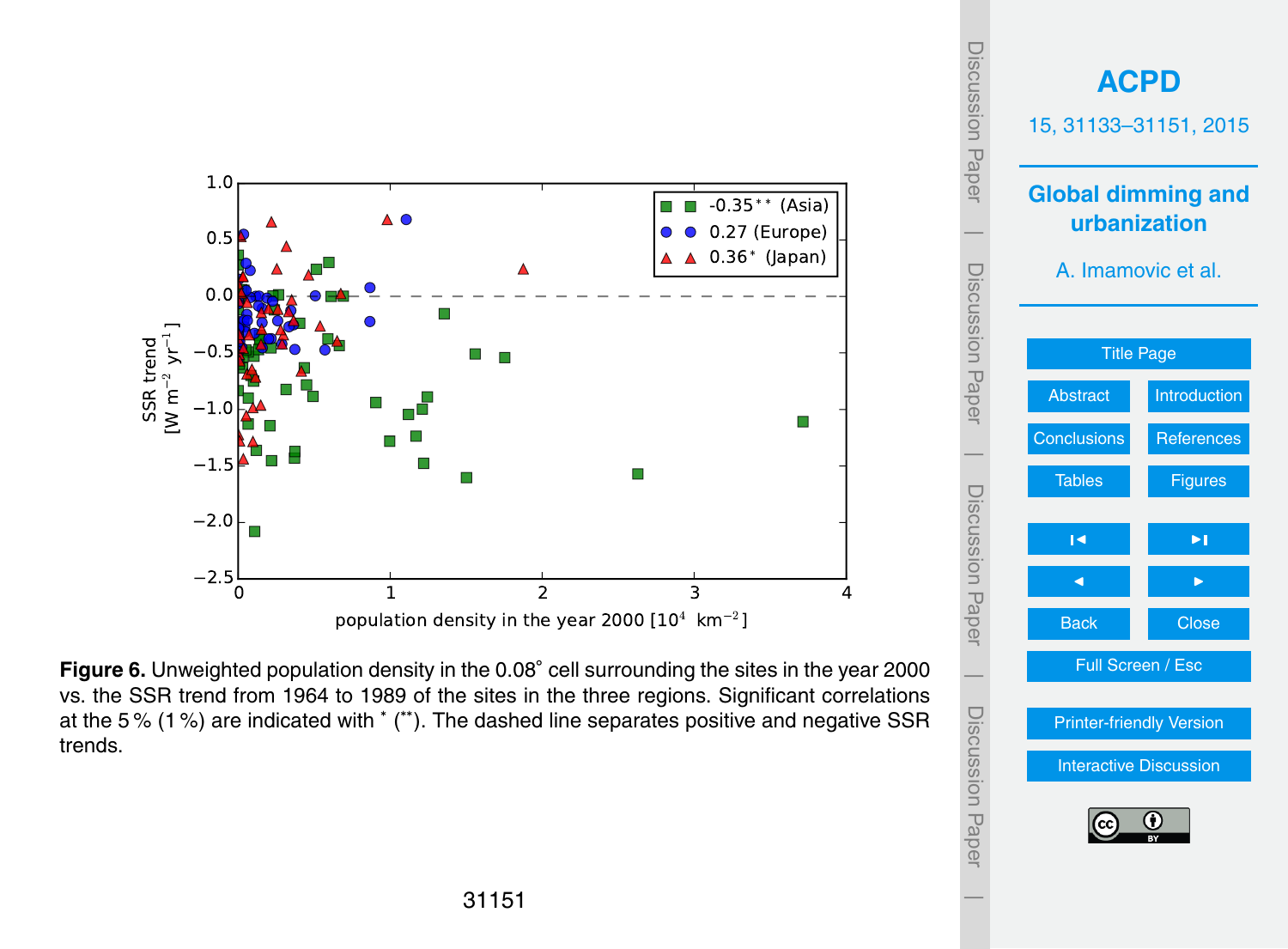1.0
0.5
0.0
−0.5
−1.0
−1.5
−2.0
−2.5

0
1
2
3
4

SSR trend [W m$^{-2}$ yr$^{-1}$]

population density in the year 2000 [$10^4$ km$^{-2}$]

-0.35** (Asia)
0.27 (Europe)
0.36* (Japan)

**Figure 6.** Unweighted population density in the 0.08° cell surrounding the sites in the year 2000 vs. the SSR trend from 1964 to 1989 of the sites in the three regions. Significant correlations at the 5 % (1 %) are indicated with * (**). The dashed line separates positive and negative SSR trends.